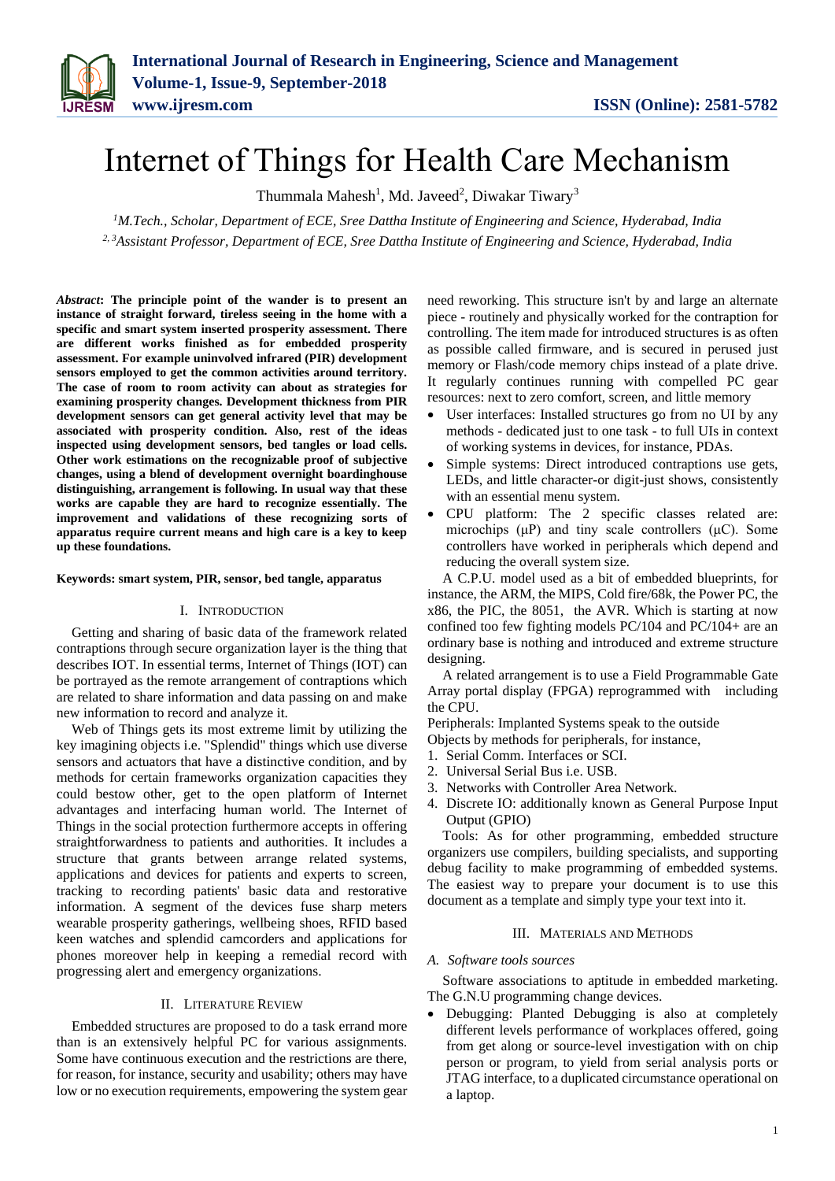# Internet of Things for Health Care Mechanism

Thummala Mahesh[1], Md. Javeed[2], Diwakar Tiwary[3]

[1]M.Tech., Scholar, Department of ECE, Sree Dattha Institute of Engineering and Science, Hyderabad, India
[2, 3]Assistant Professor, Department of ECE, Sree Dattha Institute of Engineering and Science, Hyderabad, India

***Abstract*: The principle point of the wander is to present an instance of straight forward, tireless seeing in the home with a specific and smart system inserted prosperity assessment. There are different works finished as for embedded prosperity assessment. For example uninvolved infrared (PIR) development sensors employed to get the common activities around territory. The case of room to room activity can about as strategies for examining prosperity changes. Development thickness from PIR development sensors can get general activity level that may be associated with prosperity condition. Also, rest of the ideas inspected using development sensors, bed tangles or load cells. Other work estimations on the recognizable proof of subjective changes, using a blend of development overnight boardinghouse distinguishing, arrangement is following. In usual way that these works are capable they are hard to recognize essentially. The improvement and validations of these recognizing sorts of apparatus require current means and high care is a key to keep up these foundations.**

**Keywords: smart system, PIR, sensor, bed tangle, apparatus**

## I. Introduction

Getting and sharing of basic data of the framework related contraptions through secure organization layer is the thing that describes IOT. In essential terms, Internet of Things (IOT) can be portrayed as the remote arrangement of contraptions which are related to share information and data passing on and make new information to record and analyze it.

Web of Things gets its most extreme limit by utilizing the key imagining objects i.e. "Splendid" things which use diverse sensors and actuators that have a distinctive condition, and by methods for certain frameworks organization capacities they could bestow other, get to the open platform of Internet advantages and interfacing human world. The Internet of Things in the social protection furthermore accepts in offering straightforwardness to patients and authorities. It includes a structure that grants between arrange related systems, applications and devices for patients and experts to screen, tracking to recording patients' basic data and restorative information. A segment of the devices fuse sharp meters wearable prosperity gatherings, wellbeing shoes, RFID based keen watches and splendid camcorders and applications for phones moreover help in keeping a remedial record with progressing alert and emergency organizations.

## II. Literature Review

Embedded structures are proposed to do a task errand more than is an extensively helpful PC for various assignments. Some have continuous execution and the restrictions are there, for reason, for instance, security and usability; others may have low or no execution requirements, empowering the system gear need reworking. This structure isn't by and large an alternate piece - routinely and physically worked for the contraption for controlling. The item made for introduced structures is as often as possible called firmware, and is secured in perused just memory or Flash/code memory chips instead of a plate drive. It regularly continues running with compelled PC gear resources: next to zero comfort, screen, and little memory

- User interfaces: Installed structures go from no UI by any methods - dedicated just to one task - to full UIs in context of working systems in devices, for instance, PDAs.
- Simple systems: Direct introduced contraptions use gets, LEDs, and little character-or digit-just shows, consistently with an essential menu system.
- CPU platform: The 2 specific classes related are: microchips (μP) and tiny scale controllers (μC). Some controllers have worked in peripherals which depend and reducing the overall system size.

A C.P.U. model used as a bit of embedded blueprints, for instance, the ARM, the MIPS, Cold fire/68k, the Power PC, the x86, the PIC, the 8051, the AVR. Which is starting at now confined too few fighting models PC/104 and PC/104+ are an ordinary base is nothing and introduced and extreme structure designing.

A related arrangement is to use a Field Programmable Gate Array portal display (FPGA) reprogrammed with including the CPU.

Peripherals: Implanted Systems speak to the outside

Objects by methods for peripherals, for instance,

1. Serial Comm. Interfaces or SCI.
2. Universal Serial Bus i.e. USB.
3. Networks with Controller Area Network.
4. Discrete IO: additionally known as General Purpose Input Output (GPIO)

Tools: As for other programming, embedded structure organizers use compilers, building specialists, and supporting debug facility to make programming of embedded systems. The easiest way to prepare your document is to use this document as a template and simply type your text into it.

## III. Materials and Methods

### *A. Software tools sources*

Software associations to aptitude in embedded marketing. The G.N.U programming change devices.

- Debugging: Planted Debugging is also at completely different levels performance of workplaces offered, going from get along or source-level investigation with on chip person or program, to yield from serial analysis ports or JTAG interface, to a duplicated circumstance operational on a laptop.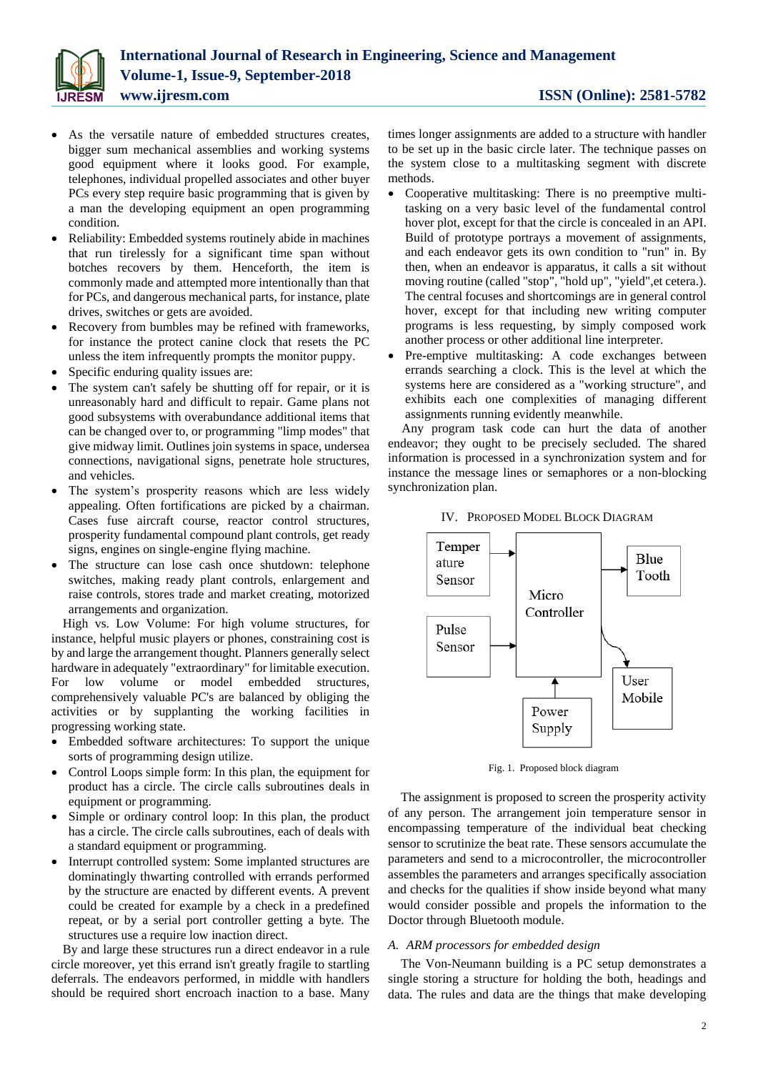- As the versatile nature of embedded structures creates, bigger sum mechanical assemblies and working systems good equipment where it looks good. For example, telephones, individual propelled associates and other buyer PCs every step require basic programming that is given by a man the developing equipment an open programming condition.
- Reliability: Embedded systems routinely abide in machines that run tirelessly for a significant time span without botches recovers by them. Henceforth, the item is commonly made and attempted more intentionally than that for PCs, and dangerous mechanical parts, for instance, plate drives, switches or gets are avoided.
- Recovery from bumbles may be refined with frameworks, for instance the protect canine clock that resets the PC unless the item infrequently prompts the monitor puppy.
- Specific enduring quality issues are:
- The system can't safely be shutting off for repair, or it is unreasonably hard and difficult to repair. Game plans not good subsystems with overabundance additional items that can be changed over to, or programming "limp modes" that give midway limit. Outlines join systems in space, undersea connections, navigational signs, penetrate hole structures, and vehicles.
- The system's prosperity reasons which are less widely appealing. Often fortifications are picked by a chairman. Cases fuse aircraft course, reactor control structures, prosperity fundamental compound plant controls, get ready signs, engines on single-engine flying machine.
- The structure can lose cash once shutdown: telephone switches, making ready plant controls, enlargement and raise controls, stores trade and market creating, motorized arrangements and organization.

High vs. Low Volume: For high volume structures, for instance, helpful music players or phones, constraining cost is by and large the arrangement thought. Planners generally select hardware in adequately "extraordinary" for limitable execution. For low volume or model embedded structures, comprehensively valuable PC's are balanced by obliging the activities or by supplanting the working facilities in progressing working state.

- Embedded software architectures: To support the unique sorts of programming design utilize.
- Control Loops simple form: In this plan, the equipment for product has a circle. The circle calls subroutines deals in equipment or programming.
- Simple or ordinary control loop: In this plan, the product has a circle. The circle calls subroutines, each of deals with a standard equipment or programming.
- Interrupt controlled system: Some implanted structures are dominatingly thwarting controlled with errands performed by the structure are enacted by different events. A prevent could be created for example by a check in a predefined repeat, or by a serial port controller getting a byte. The structures use a require low inaction direct.

By and large these structures run a direct endeavor in a rule circle moreover, yet this errand isn't greatly fragile to startling deferrals. The endeavors performed, in middle with handlers should be required short encroach inaction to a base. Many times longer assignments are added to a structure with handler to be set up in the basic circle later. The technique passes on the system close to a multitasking segment with discrete methods.

- Cooperative multitasking: There is no preemptive multi-tasking on a very basic level of the fundamental control hover plot, except for that the circle is concealed in an API. Build of prototype portrays a movement of assignments, and each endeavor gets its own condition to "run" in. By then, when an endeavor is apparatus, it calls a sit without moving routine (called "stop", "hold up", "yield",et cetera.). The central focuses and shortcomings are in general control hover, except for that including new writing computer programs is less requesting, by simply composed work another process or other additional line interpreter.
- Pre-emptive multitasking: A code exchanges between errands searching a clock. This is the level at which the systems here are considered as a "working structure", and exhibits each one complexities of managing different assignments running evidently meanwhile.

Any program task code can hurt the data of another endeavor; they ought to be precisely secluded. The shared information is processed in a synchronization system and for instance the message lines or semaphores or a non-blocking synchronization plan.

## IV. Proposed Model Block Diagram

Fig. 1. Proposed block diagram

The assignment is proposed to screen the prosperity activity of any person. The arrangement join temperature sensor in encompassing temperature of the individual beat checking sensor to scrutinize the beat rate. These sensors accumulate the parameters and send to a microcontroller, the microcontroller assembles the parameters and arranges specifically association and checks for the qualities if show inside beyond what many would consider possible and propels the information to the Doctor through Bluetooth module.

### *A. ARM processors for embedded design*

The Von-Neumann building is a PC setup demonstrates a single storing a structure for holding the both, headings and data. The rules and data are the things that make developing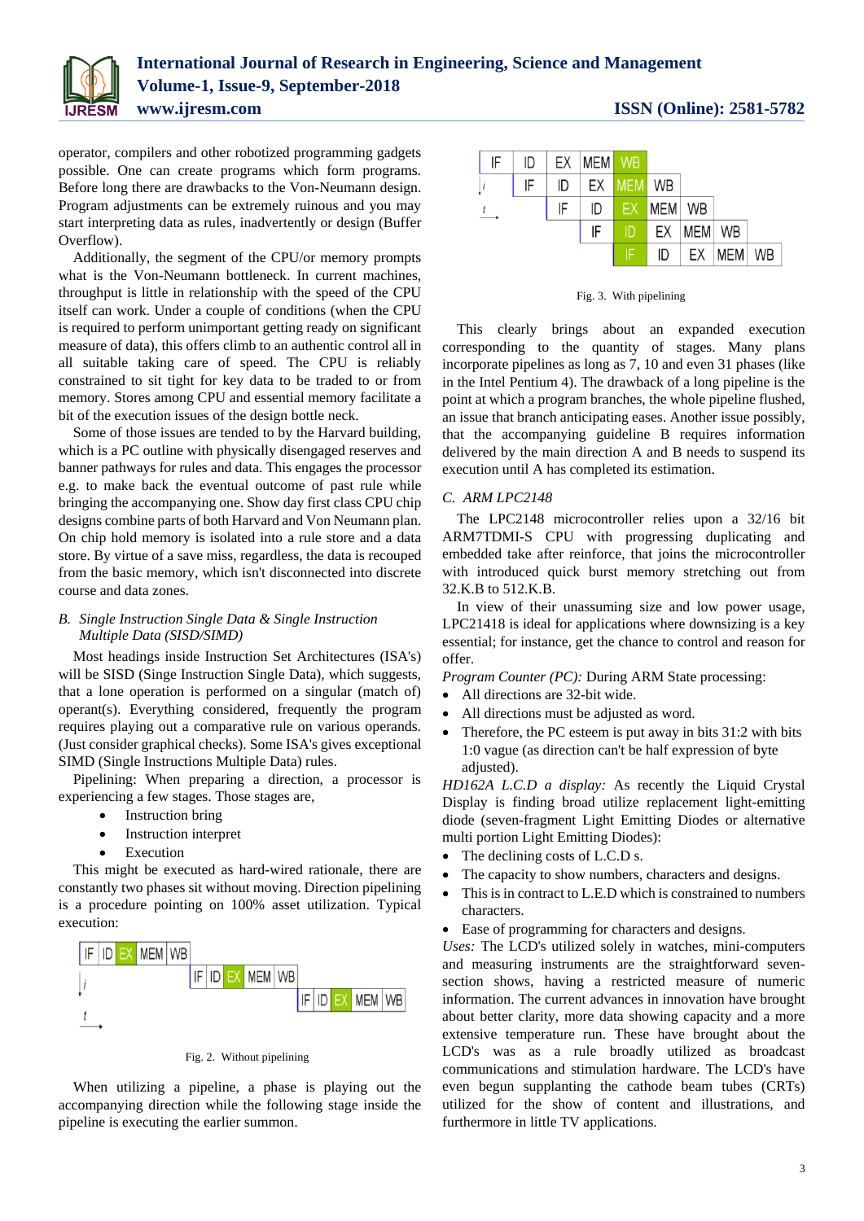operator, compilers and other robotized programming gadgets possible. One can create programs which form programs. Before long there are drawbacks to the Von-Neumann design. Program adjustments can be extremely ruinous and you may start interpreting data as rules, inadvertently or design (Buffer Overflow).

Additionally, the segment of the CPU/or memory prompts what is the Von-Neumann bottleneck. In current machines, throughput is little in relationship with the speed of the CPU itself can work. Under a couple of conditions (when the CPU is required to perform unimportant getting ready on significant measure of data), this offers climb to an authentic control all in all suitable taking care of speed. The CPU is reliably constrained to sit tight for key data to be traded to or from memory. Stores among CPU and essential memory facilitate a bit of the execution issues of the design bottle neck.

Some of those issues are tended to by the Harvard building, which is a PC outline with physically disengaged reserves and banner pathways for rules and data. This engages the processor e.g. to make back the eventual outcome of past rule while bringing the accompanying one. Show day first class CPU chip designs combine parts of both Harvard and Von Neumann plan. On chip hold memory is isolated into a rule store and a data store. By virtue of a save miss, regardless, the data is recouped from the basic memory, which isn't disconnected into discrete course and data zones.

### B. Single Instruction Single Data & Single Instruction Multiple Data (SISD/SIMD)

Most headings inside Instruction Set Architectures (ISA's) will be SISD (Singe Instruction Single Data), which suggests, that a lone operation is performed on a singular (match of) operant(s). Everything considered, frequently the program requires playing out a comparative rule on various operands. (Just consider graphical checks). Some ISA's gives exceptional SIMD (Single Instructions Multiple Data) rules.

Pipelining: When preparing a direction, a processor is experiencing a few stages. Those stages are,

- Instruction bring
- Instruction interpret
- Execution

This might be executed as hard-wired rationale, there are constantly two phases sit without moving. Direction pipelining is a procedure pointing on 100% asset utilization. Typical execution:

| IF | ID | EX | MEM | WB | | | | | | | | | | |
|---|---|---|---|---|---|---|---|---|---|---|---|---|---|---|
| | | | | | IF | ID | EX | MEM | WB | | | | | |
| | | | | | | | | | | IF | ID | EX | MEM | WB |

Fig. 2. Without pipelining

When utilizing a pipeline, a phase is playing out the accompanying direction while the following stage inside the pipeline is executing the earlier summon.

| IF | ID | EX | MEM | WB | | | | |
|---|---|---|---|---|---|---|---|---|
| | IF | ID | EX | MEM | WB | | | |
| | | IF | ID | EX | MEM | WB | | |
| | | | IF | ID | EX | MEM | WB | |
| | | | | IF | ID | EX | MEM | WB |

Fig. 3. With pipelining

This clearly brings about an expanded execution corresponding to the quantity of stages. Many plans incorporate pipelines as long as 7, 10 and even 31 phases (like in the Intel Pentium 4). The drawback of a long pipeline is the point at which a program branches, the whole pipeline flushed, an issue that branch anticipating eases. Another issue possibly, that the accompanying guideline B requires information delivered by the main direction A and B needs to suspend its execution until A has completed its estimation.

### C. ARM LPC2148

The LPC2148 microcontroller relies upon a 32/16 bit ARM7TDMI-S CPU with progressing duplicating and embedded take after reinforce, that joins the microcontroller with introduced quick burst memory stretching out from 32.K.B to 512.K.B.

In view of their unassuming size and low power usage, LPC21418 is ideal for applications where downsizing is a key essential; for instance, get the chance to control and reason for offer.

*Program Counter (PC):* During ARM State processing:

- All directions are 32-bit wide.
- All directions must be adjusted as word.
- Therefore, the PC esteem is put away in bits 31:2 with bits 1:0 vague (as direction can't be half expression of byte adjusted).

*HD162A L.C.D a display:* As recently the Liquid Crystal Display is finding broad utilize replacement light-emitting diode (seven-fragment Light Emitting Diodes or alternative multi portion Light Emitting Diodes):

- The declining costs of L.C.D s.
- The capacity to show numbers, characters and designs.
- This is in contract to L.E.D which is constrained to numbers characters.
- Ease of programming for characters and designs.

*Uses:* The LCD's utilized solely in watches, mini-computers and measuring instruments are the straightforward seven-section shows, having a restricted measure of numeric information. The current advances in innovation have brought about better clarity, more data showing capacity and a more extensive temperature run. These have brought about the LCD's was as a rule broadly utilized as broadcast communications and stimulation hardware. The LCD's have even begun supplanting the cathode beam tubes (CRTs) utilized for the show of content and illustrations, and furthermore in little TV applications.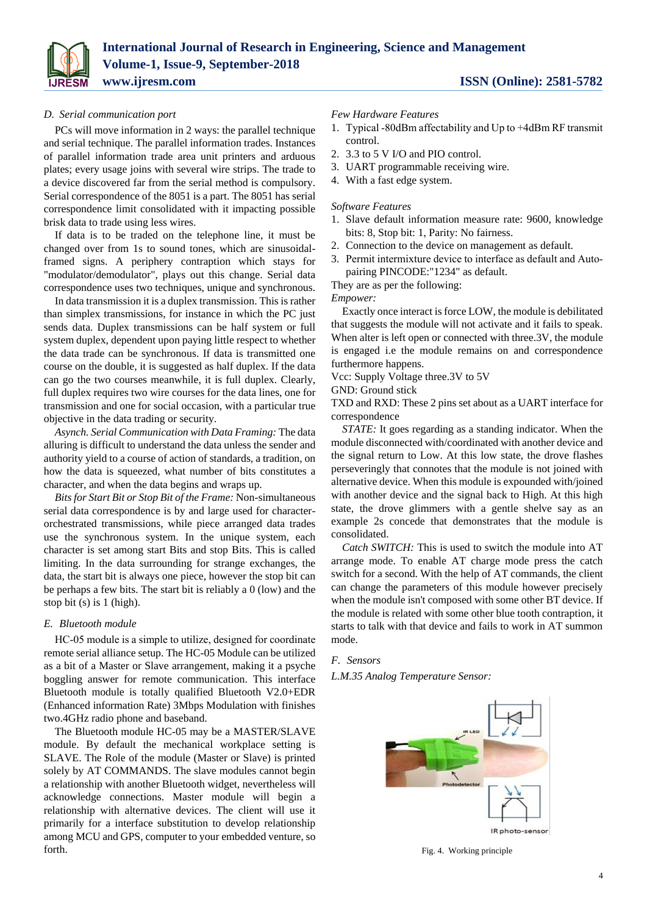### D. Serial communication port

PCs will move information in 2 ways: the parallel technique and serial technique. The parallel information trades. Instances of parallel information trade area unit printers and arduous plates; every usage joins with several wire strips. The trade to a device discovered far from the serial method is compulsory. Serial correspondence of the 8051 is a part. The 8051 has serial correspondence limit consolidated with it impacting possible brisk data to trade using less wires.

If data is to be traded on the telephone line, it must be changed over from 1s to sound tones, which are sinusoidal-framed signs. A periphery contraption which stays for "modulator/demodulator", plays out this change. Serial data correspondence uses two techniques, unique and synchronous.

In data transmission it is a duplex transmission. This is rather than simplex transmissions, for instance in which the PC just sends data. Duplex transmissions can be half system or full system duplex, dependent upon paying little respect to whether the data trade can be synchronous. If data is transmitted one course on the double, it is suggested as half duplex. If the data can go the two courses meanwhile, it is full duplex. Clearly, full duplex requires two wire courses for the data lines, one for transmission and one for social occasion, with a particular true objective in the data trading or security.

*Asynch. Serial Communication with Data Framing:* The data alluring is difficult to understand the data unless the sender and authority yield to a course of action of standards, a tradition, on how the data is squeezed, what number of bits constitutes a character, and when the data begins and wraps up.

*Bits for Start Bit or Stop Bit of the Frame:* Non-simultaneous serial data correspondence is by and large used for character-orchestrated transmissions, while piece arranged data trades use the synchronous system. In the unique system, each character is set among start Bits and stop Bits. This is called limiting. In the data surrounding for strange exchanges, the data, the start bit is always one piece, however the stop bit can be perhaps a few bits. The start bit is reliably a 0 (low) and the stop bit (s) is 1 (high).

### E. Bluetooth module

HC-05 module is a simple to utilize, designed for coordinate remote serial alliance setup. The HC-05 Module can be utilized as a bit of a Master or Slave arrangement, making it a psyche boggling answer for remote communication. This interface Bluetooth module is totally qualified Bluetooth V2.0+EDR (Enhanced information Rate) 3Mbps Modulation with finishes two.4GHz radio phone and baseband.

The Bluetooth module HC-05 may be a MASTER/SLAVE module. By default the mechanical workplace setting is SLAVE. The Role of the module (Master or Slave) is printed solely by AT COMMANDS. The slave modules cannot begin a relationship with another Bluetooth widget, nevertheless will acknowledge connections. Master module will begin a relationship with alternative devices. The client will use it primarily for a interface substitution to develop relationship among MCU and GPS, computer to your embedded venture, so forth.

*Few Hardware Features*

1. Typical -80dBm affectability and Up to +4dBm RF transmit control.
2. 3.3 to 5 V I/O and PIO control.
3. UART programmable receiving wire.
4. With a fast edge system.

*Software Features*

1. Slave default information measure rate: 9600, knowledge bits: 8, Stop bit: 1, Parity: No fairness.
2. Connection to the device on management as default.
3. Permit intermixture device to interface as default and Auto-pairing PINCODE:"1234" as default.

They are as per the following:

*Empower:*

Exactly once interact is force LOW, the module is debilitated that suggests the module will not activate and it fails to speak. When alter is left open or connected with three.3V, the module is engaged i.e the module remains on and correspondence furthermore happens.

Vcc: Supply Voltage three.3V to 5V

GND: Ground stick

TXD and RXD: These 2 pins set about as a UART interface for correspondence

*STATE:* It goes regarding as a standing indicator. When the module disconnected with/coordinated with another device and the signal return to Low. At this low state, the drove flashes perseveringly that connotes that the module is not joined with alternative device. When this module is expounded with/joined with another device and the signal back to High. At this high state, the drove glimmers with a gentle shelve say as an example 2s concede that demonstrates that the module is consolidated.

*Catch SWITCH:* This is used to switch the module into AT arrange mode. To enable AT charge mode press the catch switch for a second. With the help of AT commands, the client can change the parameters of this module however precisely when the module isn't composed with some other BT device. If the module is related with some other blue tooth contraption, it starts to talk with that device and fails to work in AT summon mode.

### F. Sensors

*L.M.35 Analog Temperature Sensor:*

Fig. 4. Working principle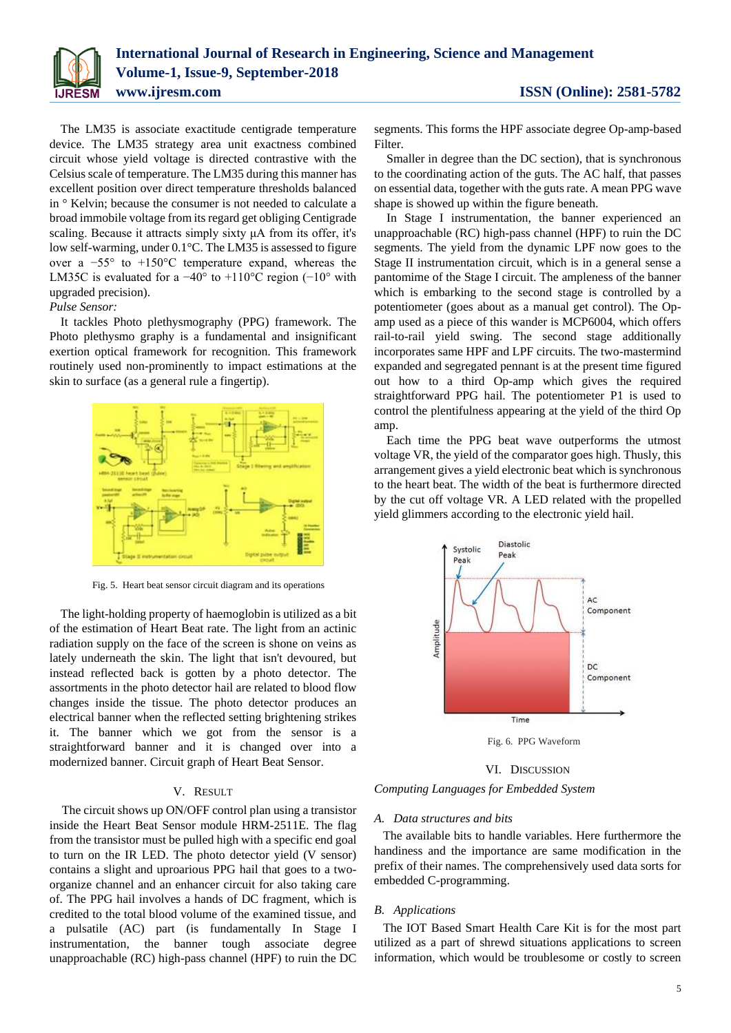The LM35 is associate exactitude centigrade temperature device. The LM35 strategy area unit exactness combined circuit whose yield voltage is directed contrastive with the Celsius scale of temperature. The LM35 during this manner has excellent position over direct temperature thresholds balanced in ° Kelvin; because the consumer is not needed to calculate a broad immobile voltage from its regard get obliging Centigrade scaling. Because it attracts simply sixty µA from its offer, it's low self-warming, under 0.1°C. The LM35 is assessed to figure over a −55° to +150°C temperature expand, whereas the LM35C is evaluated for a −40° to +110°C region (−10° with upgraded precision).

*Pulse Sensor:*

It tackles Photo plethysmography (PPG) framework. The Photo plethysmo graphy is a fundamental and insignificant exertion optical framework for recognition. This framework routinely used non-prominently to impact estimations at the skin to surface (as a general rule a fingertip).

Fig. 5. Heart beat sensor circuit diagram and its operations

The light-holding property of haemoglobin is utilized as a bit of the estimation of Heart Beat rate. The light from an actinic radiation supply on the face of the screen is shone on veins as lately underneath the skin. The light that isn't devoured, but instead reflected back is gotten by a photo detector. The assortments in the photo detector hail are related to blood flow changes inside the tissue. The photo detector produces an electrical banner when the reflected setting brightening strikes it. The banner which we got from the sensor is a straightforward banner and it is changed over into a modernized banner. Circuit graph of Heart Beat Sensor.

## V. Result

The circuit shows up ON/OFF control plan using a transistor inside the Heart Beat Sensor module HRM-2511E. The flag from the transistor must be pulled high with a specific end goal to turn on the IR LED. The photo detector yield (V sensor) contains a slight and uproarious PPG hail that goes to a two-organize channel and an enhancer circuit for also taking care of. The PPG hail involves a hands of DC fragment, which is credited to the total blood volume of the examined tissue, and a pulsatile (AC) part (is fundamentally In Stage I instrumentation, the banner tough associate degree unapproachable (RC) high-pass channel (HPF) to ruin the DC segments. This forms the HPF associate degree Op-amp-based Filter.

Smaller in degree than the DC section), that is synchronous to the coordinating action of the guts. The AC half, that passes on essential data, together with the guts rate. A mean PPG wave shape is showed up within the figure beneath.

In Stage I instrumentation, the banner experienced an unapproachable (RC) high-pass channel (HPF) to ruin the DC segments. The yield from the dynamic LPF now goes to the Stage II instrumentation circuit, which is in a general sense a pantomime of the Stage I circuit. The ampleness of the banner which is embarking to the second stage is controlled by a potentiometer (goes about as a manual get control). The Op-amp used as a piece of this wander is MCP6004, which offers rail-to-rail yield swing. The second stage additionally incorporates same HPF and LPF circuits. The two-mastermind expanded and segregated pennant is at the present time figured out how to a third Op-amp which gives the required straightforward PPG hail. The potentiometer P1 is used to control the plentifulness appearing at the yield of the third Op amp.

Each time the PPG beat wave outperforms the utmost voltage VR, the yield of the comparator goes high. Thusly, this arrangement gives a yield electronic beat which is synchronous to the heart beat. The width of the beat is furthermore directed by the cut off voltage VR. A LED related with the propelled yield glimmers according to the electronic yield hail.

Fig. 6. PPG Waveform

## VI. Discussion

*Computing Languages for Embedded System*

### *A. Data structures and bits*

The available bits to handle variables. Here furthermore the handiness and the importance are same modification in the prefix of their names. The comprehensively used data sorts for embedded C-programming.

### *B. Applications*

The IOT Based Smart Health Care Kit is for the most part utilized as a part of shrewd situations applications to screen information, which would be troublesome or costly to screen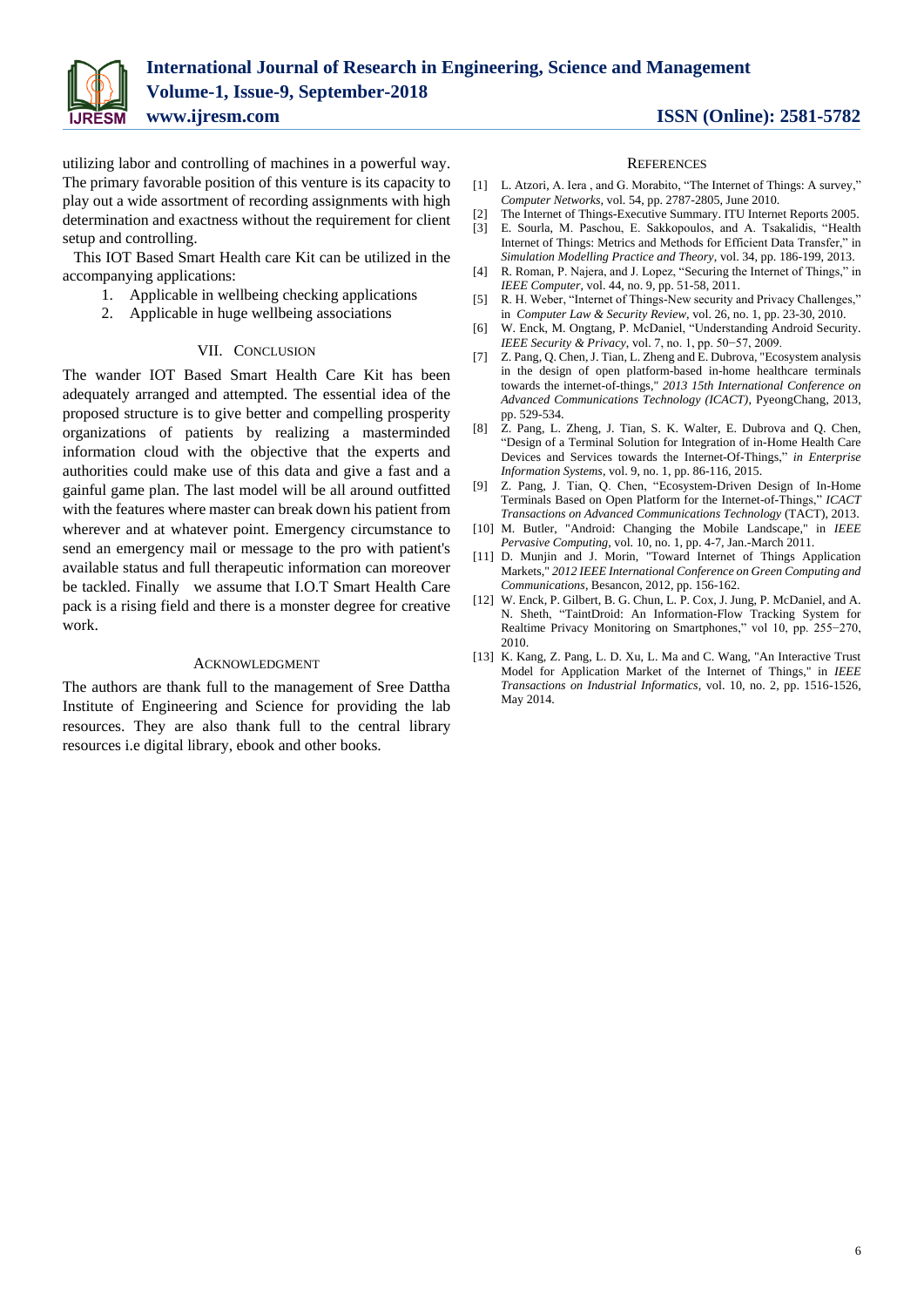utilizing labor and controlling of machines in a powerful way. The primary favorable position of this venture is its capacity to play out a wide assortment of recording assignments with high determination and exactness without the requirement for client setup and controlling.

This IOT Based Smart Health care Kit can be utilized in the accompanying applications:

1. Applicable in wellbeing checking applications
2. Applicable in huge wellbeing associations

## VII. CONCLUSION

The wander IOT Based Smart Health Care Kit has been adequately arranged and attempted. The essential idea of the proposed structure is to give better and compelling prosperity organizations of patients by realizing a masterminded information cloud with the objective that the experts and authorities could make use of this data and give a fast and a gainful game plan. The last model will be all around outfitted with the features where master can break down his patient from wherever and at whatever point. Emergency circumstance to send an emergency mail or message to the pro with patient's available status and full therapeutic information can moreover be tackled. Finally we assume that I.O.T Smart Health Care pack is a rising field and there is a monster degree for creative work.

## ACKNOWLEDGMENT

The authors are thank full to the management of Sree Dattha Institute of Engineering and Science for providing the lab resources. They are also thank full to the central library resources i.e digital library, ebook and other books.

## REFERENCES

[1] L. Atzori, A. Iera , and G. Morabito, "The Internet of Things: A survey," *Computer Networks*, vol. 54, pp. 2787-2805, June 2010.

[2] The Internet of Things-Executive Summary. ITU Internet Reports 2005.

[3] E. Sourla, M. Paschou, E. Sakkopoulos, and A. Tsakalidis, "Health Internet of Things: Metrics and Methods for Efficient Data Transfer," in *Simulation Modelling Practice and Theory*, vol. 34, pp. 186-199, 2013.

[4] R. Roman, P. Najera, and J. Lopez, "Securing the Internet of Things," in *IEEE Computer*, vol. 44, no. 9, pp. 51-58, 2011.

[5] R. H. Weber, "Internet of Things-New security and Privacy Challenges," in *Computer Law & Security Review*, vol. 26, no. 1, pp. 23-30, 2010.

[6] W. Enck, M. Ongtang, P. McDaniel, "Understanding Android Security. *IEEE Security & Privacy*, vol. 7, no. 1, pp. 50−57, 2009.

[7] Z. Pang, Q. Chen, J. Tian, L. Zheng and E. Dubrova, "Ecosystem analysis in the design of open platform-based in-home healthcare terminals towards the internet-of-things," *2013 15th International Conference on Advanced Communications Technology (ICACT)*, PyeongChang, 2013, pp. 529-534.

[8] Z. Pang, L. Zheng, J. Tian, S. K. Walter, E. Dubrova and Q. Chen, "Design of a Terminal Solution for Integration of in-Home Health Care Devices and Services towards the Internet-Of-Things," *in Enterprise Information Systems*, vol. 9, no. 1, pp. 86-116, 2015.

[9] Z. Pang, J. Tian, Q. Chen, "Ecosystem-Driven Design of In-Home Terminals Based on Open Platform for the Internet-of-Things," *ICACT Transactions on Advanced Communications Technology* (TACT), 2013.

[10] M. Butler, "Android: Changing the Mobile Landscape," in *IEEE Pervasive Computing*, vol. 10, no. 1, pp. 4-7, Jan.-March 2011.

[11] D. Munjin and J. Morin, "Toward Internet of Things Application Markets," *2012 IEEE International Conference on Green Computing and Communications*, Besancon, 2012, pp. 156-162.

[12] W. Enck, P. Gilbert, B. G. Chun, L. P. Cox, J. Jung, P. McDaniel, and A. N. Sheth, "TaintDroid: An Information-Flow Tracking System for Realtime Privacy Monitoring on Smartphones," vol 10, pp. 255−270, 2010.

[13] K. Kang, Z. Pang, L. D. Xu, L. Ma and C. Wang, "An Interactive Trust Model for Application Market of the Internet of Things," in *IEEE Transactions on Industrial Informatics*, vol. 10, no. 2, pp. 1516-1526, May 2014.